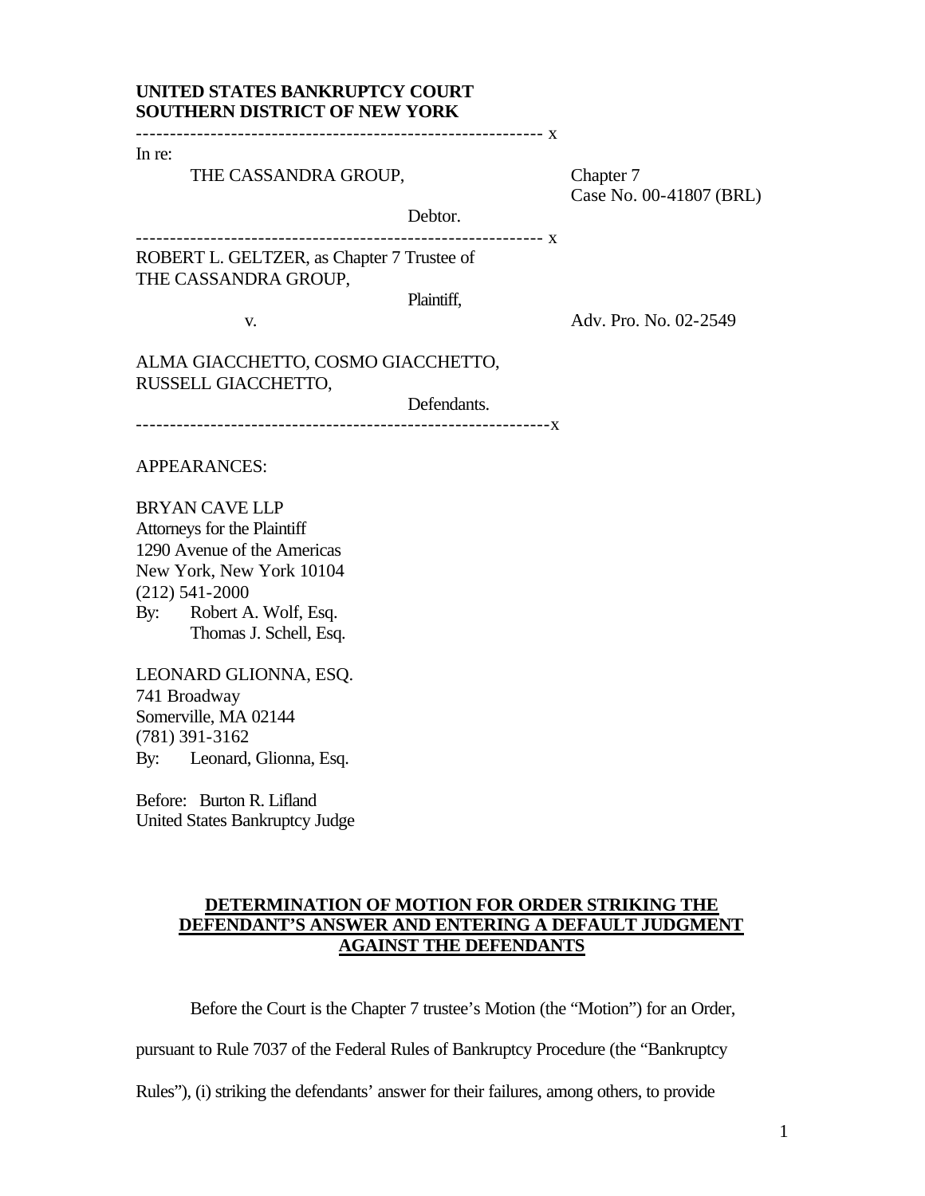**UNITED STATES BANKRUPTCY COURT**
**SOUTHERN DISTRICT OF NEW YORK**

---------------------------------------------------------- x

In re:

THE CASSANDRA GROUP,

Debtor.

Chapter 7
Case No. 00-41807 (BRL)

---------------------------------------------------------- x

ROBERT L. GELTZER, as Chapter 7 Trustee of THE CASSANDRA GROUP,

Plaintiff,

v.

Adv. Pro. No. 02-2549

ALMA GIACCHETTO, COSMO GIACCHETTO, RUSSELL GIACCHETTO,

Defendants.

----------------------------------------------------------x

APPEARANCES:

BRYAN CAVE LLP
Attorneys for the Plaintiff
1290 Avenue of the Americas
New York, New York 10104
(212) 541-2000
By: Robert A. Wolf, Esq.
Thomas J. Schell, Esq.

LEONARD GLIONNA, ESQ.
741 Broadway
Somerville, MA 02144
(781) 391-3162
By: Leonard, Glionna, Esq.

Before: Burton R. Lifland
United States Bankruptcy Judge

**DETERMINATION OF MOTION FOR ORDER STRIKING THE DEFENDANT'S ANSWER AND ENTERING A DEFAULT JUDGMENT AGAINST THE DEFENDANTS**

Before the Court is the Chapter 7 trustee's Motion (the "Motion") for an Order, pursuant to Rule 7037 of the Federal Rules of Bankruptcy Procedure (the "Bankruptcy Rules"), (i) striking the defendants' answer for their failures, among others, to provide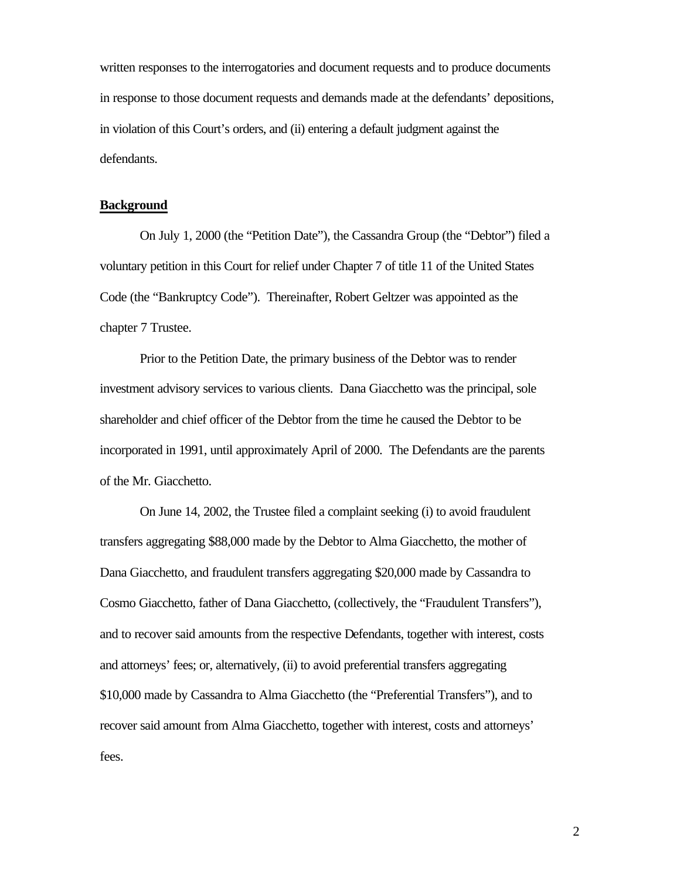written responses to the interrogatories and document requests and to produce documents in response to those document requests and demands made at the defendants' depositions, in violation of this Court's orders, and (ii) entering a default judgment against the defendants.

**Background**

On July 1, 2000 (the "Petition Date"), the Cassandra Group (the "Debtor") filed a voluntary petition in this Court for relief under Chapter 7 of title 11 of the United States Code (the "Bankruptcy Code"). Thereinafter, Robert Geltzer was appointed as the chapter 7 Trustee.

Prior to the Petition Date, the primary business of the Debtor was to render investment advisory services to various clients. Dana Giacchetto was the principal, sole shareholder and chief officer of the Debtor from the time he caused the Debtor to be incorporated in 1991, until approximately April of 2000. The Defendants are the parents of the Mr. Giacchetto.

On June 14, 2002, the Trustee filed a complaint seeking (i) to avoid fraudulent transfers aggregating $88,000 made by the Debtor to Alma Giacchetto, the mother of Dana Giacchetto, and fraudulent transfers aggregating $20,000 made by Cassandra to Cosmo Giacchetto, father of Dana Giacchetto, (collectively, the "Fraudulent Transfers"), and to recover said amounts from the respective Defendants, together with interest, costs and attorneys' fees; or, alternatively, (ii) to avoid preferential transfers aggregating $10,000 made by Cassandra to Alma Giacchetto (the "Preferential Transfers"), and to recover said amount from Alma Giacchetto, together with interest, costs and attorneys' fees.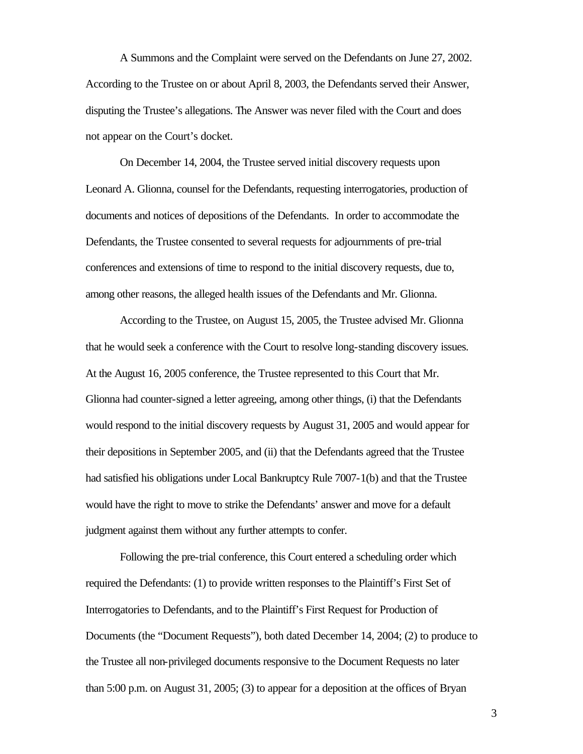A Summons and the Complaint were served on the Defendants on June 27, 2002. According to the Trustee on or about April 8, 2003, the Defendants served their Answer, disputing the Trustee's allegations. The Answer was never filed with the Court and does not appear on the Court's docket.

On December 14, 2004, the Trustee served initial discovery requests upon Leonard A. Glionna, counsel for the Defendants, requesting interrogatories, production of documents and notices of depositions of the Defendants. In order to accommodate the Defendants, the Trustee consented to several requests for adjournments of pre-trial conferences and extensions of time to respond to the initial discovery requests, due to, among other reasons, the alleged health issues of the Defendants and Mr. Glionna.

According to the Trustee, on August 15, 2005, the Trustee advised Mr. Glionna that he would seek a conference with the Court to resolve long-standing discovery issues. At the August 16, 2005 conference, the Trustee represented to this Court that Mr. Glionna had counter-signed a letter agreeing, among other things, (i) that the Defendants would respond to the initial discovery requests by August 31, 2005 and would appear for their depositions in September 2005, and (ii) that the Defendants agreed that the Trustee had satisfied his obligations under Local Bankruptcy Rule 7007-1(b) and that the Trustee would have the right to move to strike the Defendants' answer and move for a default judgment against them without any further attempts to confer.

Following the pre-trial conference, this Court entered a scheduling order which required the Defendants: (1) to provide written responses to the Plaintiff's First Set of Interrogatories to Defendants, and to the Plaintiff's First Request for Production of Documents (the "Document Requests"), both dated December 14, 2004; (2) to produce to the Trustee all non-privileged documents responsive to the Document Requests no later than 5:00 p.m. on August 31, 2005; (3) to appear for a deposition at the offices of Bryan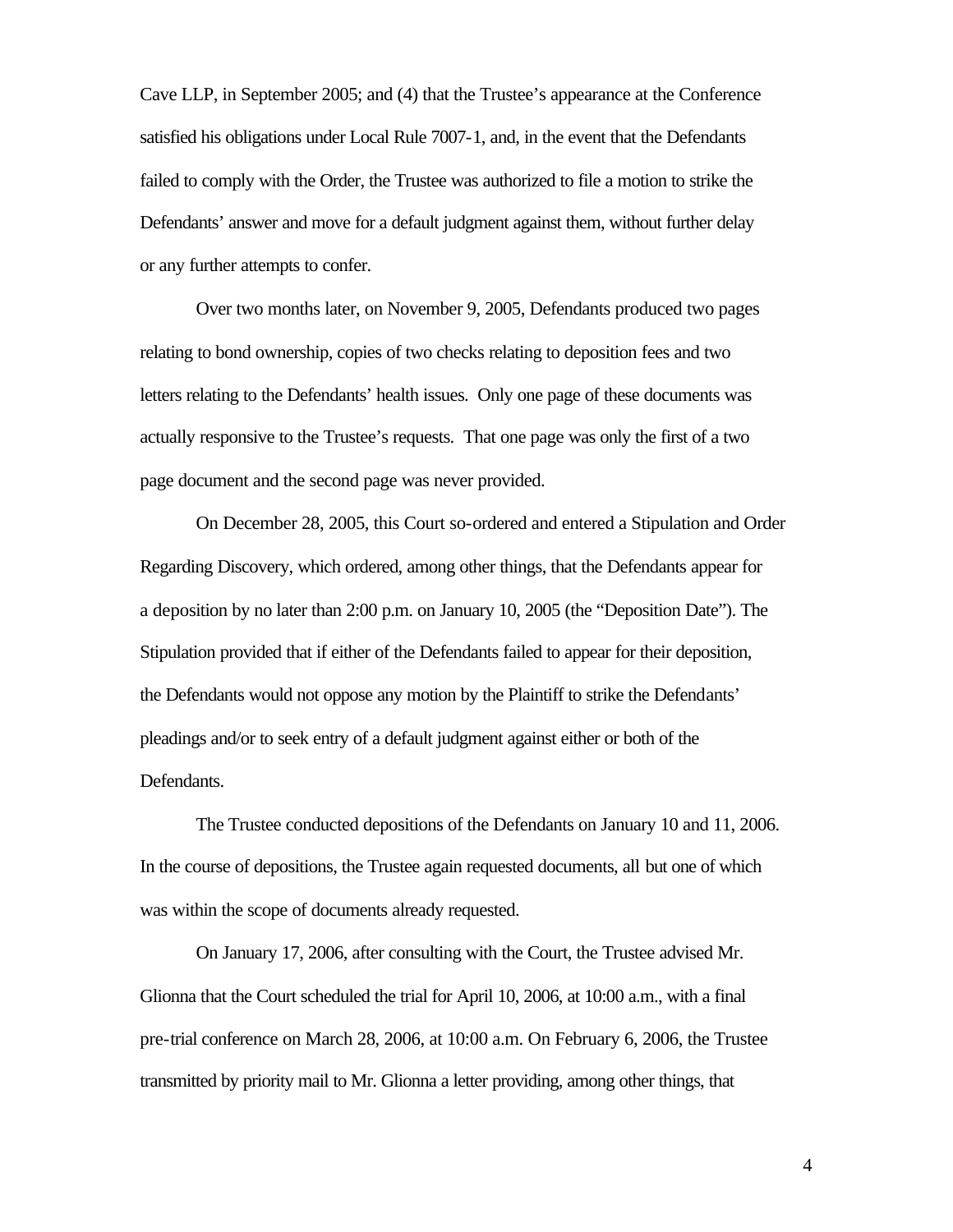Cave LLP, in September 2005; and (4) that the Trustee's appearance at the Conference satisfied his obligations under Local Rule 7007-1, and, in the event that the Defendants failed to comply with the Order, the Trustee was authorized to file a motion to strike the Defendants' answer and move for a default judgment against them, without further delay or any further attempts to confer.

Over two months later, on November 9, 2005, Defendants produced two pages relating to bond ownership, copies of two checks relating to deposition fees and two letters relating to the Defendants' health issues. Only one page of these documents was actually responsive to the Trustee's requests. That one page was only the first of a two page document and the second page was never provided.

On December 28, 2005, this Court so-ordered and entered a Stipulation and Order Regarding Discovery, which ordered, among other things, that the Defendants appear for a deposition by no later than 2:00 p.m. on January 10, 2005 (the "Deposition Date"). The Stipulation provided that if either of the Defendants failed to appear for their deposition, the Defendants would not oppose any motion by the Plaintiff to strike the Defendants' pleadings and/or to seek entry of a default judgment against either or both of the Defendants.

The Trustee conducted depositions of the Defendants on January 10 and 11, 2006. In the course of depositions, the Trustee again requested documents, all but one of which was within the scope of documents already requested.

On January 17, 2006, after consulting with the Court, the Trustee advised Mr. Glionna that the Court scheduled the trial for April 10, 2006, at 10:00 a.m., with a final pre-trial conference on March 28, 2006, at 10:00 a.m. On February 6, 2006, the Trustee transmitted by priority mail to Mr. Glionna a letter providing, among other things, that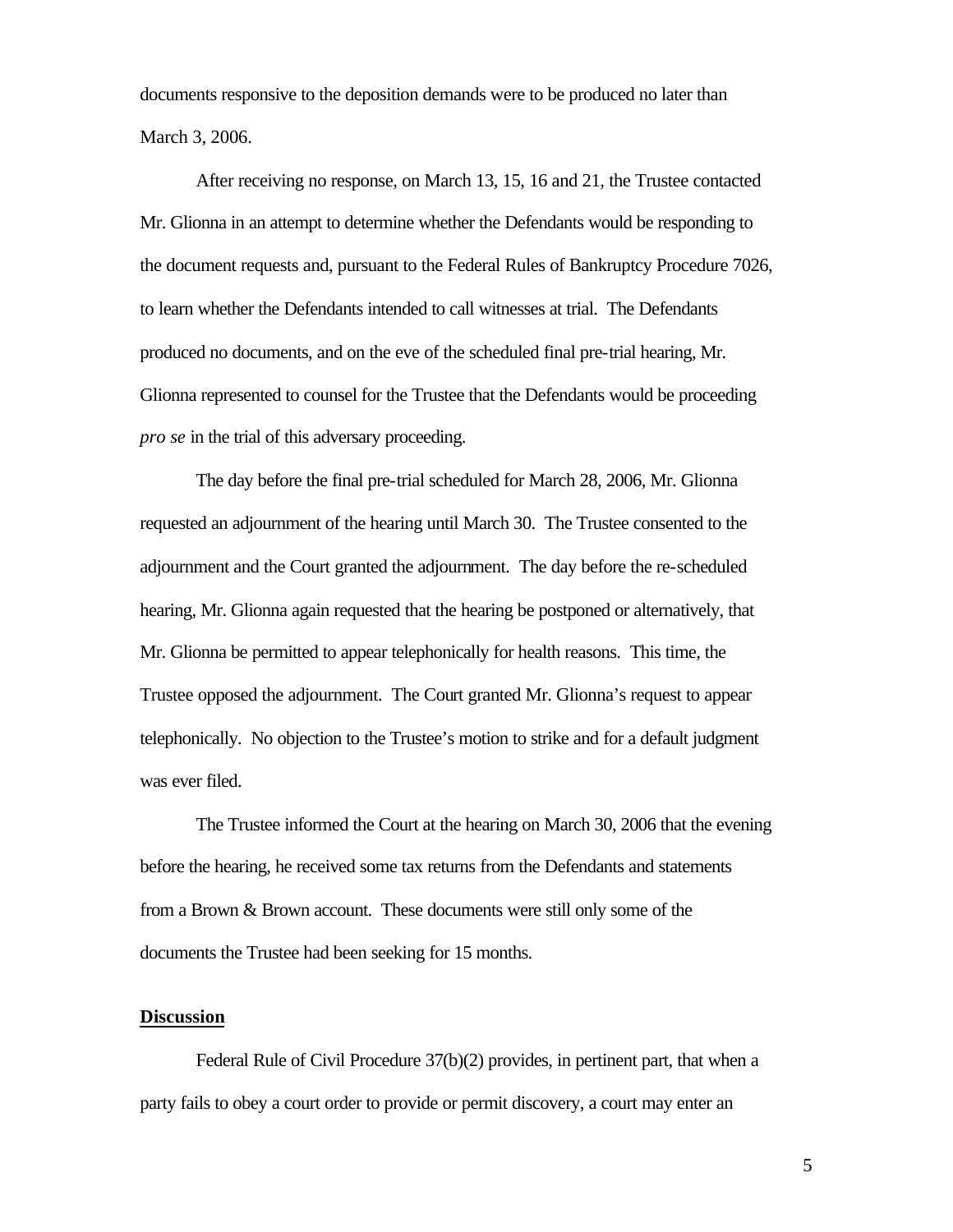documents responsive to the deposition demands were to be produced no later than March 3, 2006.

After receiving no response, on March 13, 15, 16 and 21, the Trustee contacted Mr. Glionna in an attempt to determine whether the Defendants would be responding to the document requests and, pursuant to the Federal Rules of Bankruptcy Procedure 7026, to learn whether the Defendants intended to call witnesses at trial. The Defendants produced no documents, and on the eve of the scheduled final pre-trial hearing, Mr. Glionna represented to counsel for the Trustee that the Defendants would be proceeding *pro se* in the trial of this adversary proceeding.

The day before the final pre-trial scheduled for March 28, 2006, Mr. Glionna requested an adjournment of the hearing until March 30. The Trustee consented to the adjournment and the Court granted the adjournment. The day before the re-scheduled hearing, Mr. Glionna again requested that the hearing be postponed or alternatively, that Mr. Glionna be permitted to appear telephonically for health reasons. This time, the Trustee opposed the adjournment. The Court granted Mr. Glionna's request to appear telephonically. No objection to the Trustee's motion to strike and for a default judgment was ever filed.

The Trustee informed the Court at the hearing on March 30, 2006 that the evening before the hearing, he received some tax returns from the Defendants and statements from a Brown & Brown account. These documents were still only some of the documents the Trustee had been seeking for 15 months.

**Discussion**

Federal Rule of Civil Procedure 37(b)(2) provides, in pertinent part, that when a party fails to obey a court order to provide or permit discovery, a court may enter an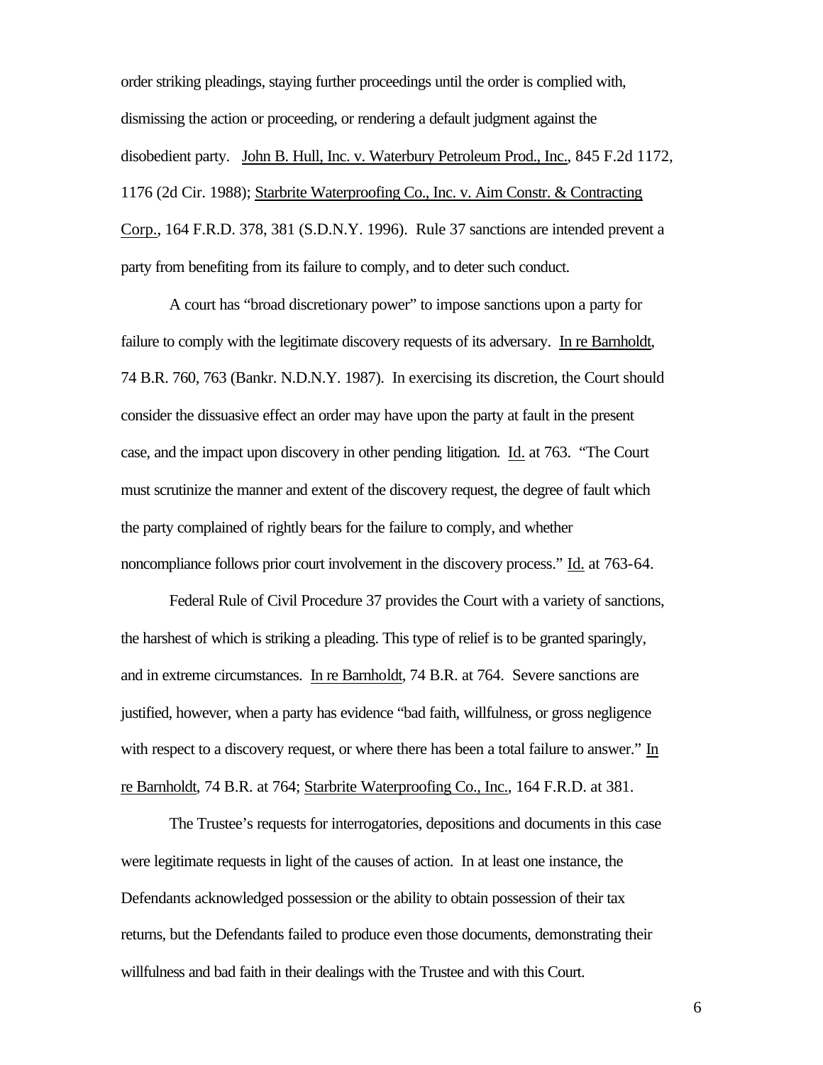order striking pleadings, staying further proceedings until the order is complied with, dismissing the action or proceeding, or rendering a default judgment against the disobedient party. John B. Hull, Inc. v. Waterbury Petroleum Prod., Inc., 845 F.2d 1172, 1176 (2d Cir. 1988); Starbrite Waterproofing Co., Inc. v. Aim Constr. & Contracting Corp., 164 F.R.D. 378, 381 (S.D.N.Y. 1996). Rule 37 sanctions are intended prevent a party from benefiting from its failure to comply, and to deter such conduct.

A court has "broad discretionary power" to impose sanctions upon a party for failure to comply with the legitimate discovery requests of its adversary. In re Barnholdt, 74 B.R. 760, 763 (Bankr. N.D.N.Y. 1987). In exercising its discretion, the Court should consider the dissuasive effect an order may have upon the party at fault in the present case, and the impact upon discovery in other pending litigation. Id. at 763. "The Court must scrutinize the manner and extent of the discovery request, the degree of fault which the party complained of rightly bears for the failure to comply, and whether noncompliance follows prior court involvement in the discovery process." Id. at 763-64.

Federal Rule of Civil Procedure 37 provides the Court with a variety of sanctions, the harshest of which is striking a pleading. This type of relief is to be granted sparingly, and in extreme circumstances. In re Barnholdt, 74 B.R. at 764. Severe sanctions are justified, however, when a party has evidence "bad faith, willfulness, or gross negligence with respect to a discovery request, or where there has been a total failure to answer." In re Barnholdt, 74 B.R. at 764; Starbrite Waterproofing Co., Inc., 164 F.R.D. at 381.

The Trustee's requests for interrogatories, depositions and documents in this case were legitimate requests in light of the causes of action. In at least one instance, the Defendants acknowledged possession or the ability to obtain possession of their tax returns, but the Defendants failed to produce even those documents, demonstrating their willfulness and bad faith in their dealings with the Trustee and with this Court.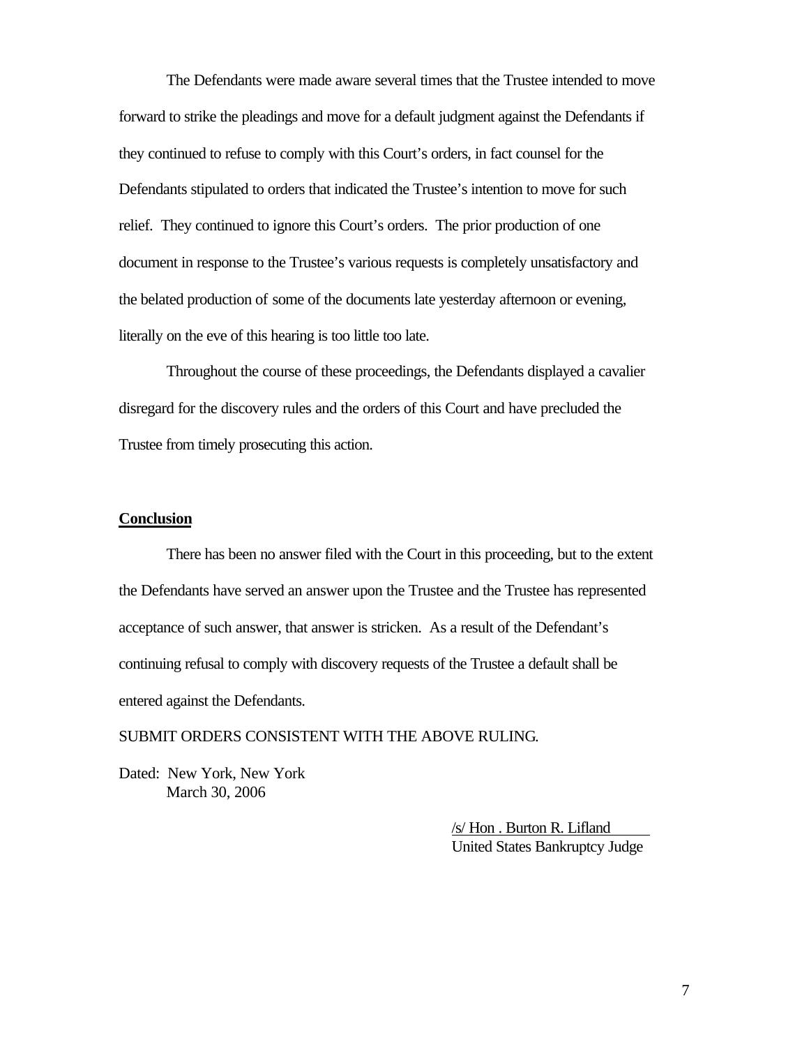The Defendants were made aware several times that the Trustee intended to move forward to strike the pleadings and move for a default judgment against the Defendants if they continued to refuse to comply with this Court's orders, in fact counsel for the Defendants stipulated to orders that indicated the Trustee's intention to move for such relief. They continued to ignore this Court's orders. The prior production of one document in response to the Trustee's various requests is completely unsatisfactory and the belated production of some of the documents late yesterday afternoon or evening, literally on the eve of this hearing is too little too late.

Throughout the course of these proceedings, the Defendants displayed a cavalier disregard for the discovery rules and the orders of this Court and have precluded the Trustee from timely prosecuting this action.

**Conclusion**

There has been no answer filed with the Court in this proceeding, but to the extent the Defendants have served an answer upon the Trustee and the Trustee has represented acceptance of such answer, that answer is stricken. As a result of the Defendant's continuing refusal to comply with discovery requests of the Trustee a default shall be entered against the Defendants.

SUBMIT ORDERS CONSISTENT WITH THE ABOVE RULING.

Dated: New York, New York
March 30, 2006

/s/ Hon . Burton R. Lifland
United States Bankruptcy Judge